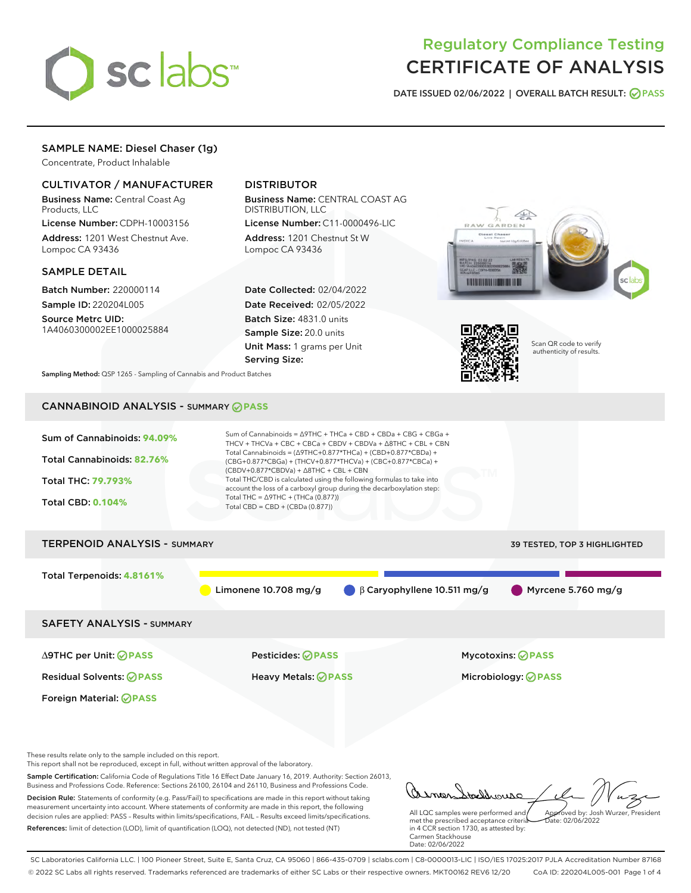# Regulatory Compliance Testing
# CERTIFICATE OF ANALYSIS

DATE ISSUED 02/06/2022 | OVERALL BATCH RESULT: PASS

## SAMPLE NAME: Diesel Chaser (1g)

Concentrate, Product Inhalable

### CULTIVATOR / MANUFACTURER

**Business Name:** Central Coast Ag Products, LLC

**License Number:** CDPH-10003156

**Address:** 1201 West Chestnut Ave. Lompoc CA 93436

### DISTRIBUTOR

**Business Name:** CENTRAL COAST AG DISTRIBUTION, LLC

**License Number:** C11-0000496-LIC

**Address:** 1201 Chestnut St W Lompoc CA 93436

### SAMPLE DETAIL

**Batch Number:** 220000114

**Sample ID:** 220204L005

**Source Metrc UID:** 1A4060300002EE1000025884

**Date Collected:** 02/04/2022

**Date Received:** 02/05/2022

**Batch Size:** 4831.0 units

**Sample Size:** 20.0 units

**Unit Mass:** 1 grams per Unit

**Serving Size:**

Scan QR code to verify authenticity of results.

**Sampling Method:** QSP 1265 - Sampling of Cannabis and Product Batches

## CANNABINOID ANALYSIS - SUMMARY PASS

Sum of Cannabinoids: **94.09%**

Total Cannabinoids: **82.76%**

Total THC: **79.793%**

Total CBD: **0.104%**

Sum of Cannabinoids = Δ9THC + THCa + CBD + CBDa + CBG + CBGa + THCV + THCVa + CBC + CBCa + CBDV + CBDVa + Δ8THC + CBL + CBN

Total Cannabinoids = (Δ9THC+0.877*THCa) + (CBD+0.877*CBDa) + (CBG+0.877*CBGa) + (THCV+0.877*THCVa) + (CBC+0.877*CBCa) + (CBDV+0.877*CBDVa) + Δ8THC + CBL + CBN

Total THC/CBD is calculated using the following formulas to take into account the loss of a carboxyl group during the decarboxylation step:

Total THC = Δ9THC + (THCa (0.877))

Total CBD = CBD + (CBDa (0.877))

## TERPENOID ANALYSIS - SUMMARY

39 TESTED, TOP 3 HIGHLIGHTED

Total Terpenoids: **4.8161%**

Limonene 10.708 mg/g | β Caryophyllene 10.511 mg/g | Myrcene 5.760 mg/g

## SAFETY ANALYSIS - SUMMARY

| | | |
|---|---|---|
| Δ9THC per Unit: PASS | Pesticides: PASS | Mycotoxins: PASS |
| Residual Solvents: PASS | Heavy Metals: PASS | Microbiology: PASS |
| Foreign Material: PASS | | |

These results relate only to the sample included on this report.
This report shall not be reproduced, except in full, without written approval of the laboratory.

**Sample Certification:** California Code of Regulations Title 16 Effect Date January 16, 2019. Authority: Section 26013, Business and Professions Code. Reference: Sections 26100, 26104 and 26110, Business and Professions Code.

**Decision Rule:** Statements of conformity (e.g. Pass/Fail) to specifications are made in this report without taking measurement uncertainty into account. Where statements of conformity are made in this report, the following decision rules are applied: PASS – Results within limits/specifications, FAIL – Results exceed limits/specifications.

**References:** limit of detection (LOD), limit of quantification (LOQ), not detected (ND), not tested (NT)

All LQC samples were performed and met the prescribed acceptance criteria in 4 CCR section 1730, as attested by: Carmen Stackhouse
Date: 02/06/2022

Approved by: Josh Wurzer, President
Date: 02/06/2022

SC Laboratories California LLC. | 100 Pioneer Street, Suite E, Santa Cruz, CA 95060 | 866-435-0709 | sclabs.com | C8-0000013-LIC | ISO/IES 17025:2017 PJLA Accreditation Number 87168
© 2022 SC Labs all rights reserved. Trademarks referenced are trademarks of either SC Labs or their respective owners. MKT00162 REV6 12/20 CoA ID: 220204L005-001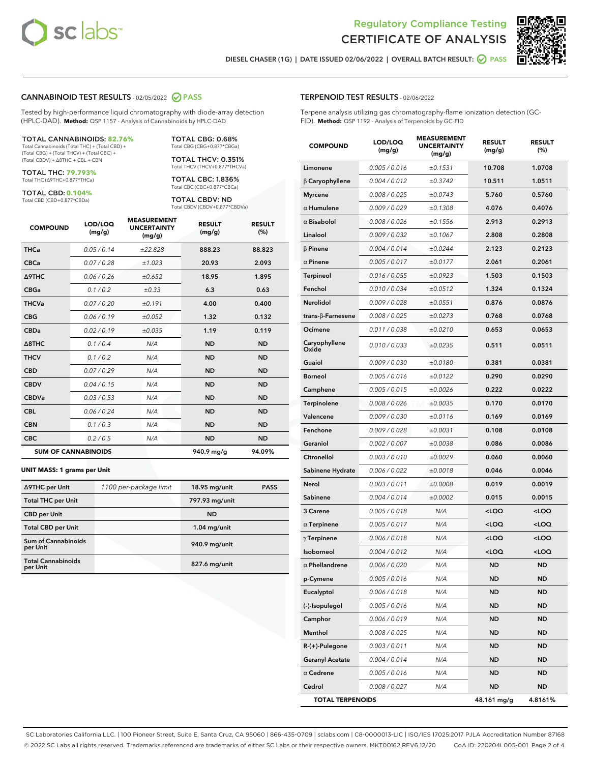Regulatory Compliance Testing
CERTIFICATE OF ANALYSIS

DIESEL CHASER (1G) | DATE ISSUED 02/06/2022 | OVERALL BATCH RESULT: PASS

## CANNABINOID TEST RESULTS - 02/05/2022 PASS

Tested by high-performance liquid chromatography with diode-array detection (HPLC-DAD). **Method:** QSP 1157 - Analysis of Cannabinoids by HPLC-DAD

**TOTAL CANNABINOIDS: 82.76%**
Total Cannabinoids (Total THC) + (Total CBD) + (Total CBG) + (Total THCV) + (Total CBC) + (Total CBDV) + Δ8THC + CBL + CBN

**TOTAL THC: 79.793%**
Total THC (Δ9THC+0.877*THCa)

**TOTAL CBD: 0.104%**
Total CBD (CBD+0.877*CBDa)

**TOTAL CBG: 0.68%**
Total CBG (CBG+0.877*CBGa)

**TOTAL THCV: 0.351%**
Total THCV (THCV+0.877*THCVa)

**TOTAL CBC: 1.836%**
Total CBC (CBC+0.877*CBCa)

**TOTAL CBDV: ND**
Total CBDV (CBDV+0.877*CBDVa)

| COMPOUND | LOD/LOQ (mg/g) | MEASUREMENT UNCERTAINTY (mg/g) | RESULT (mg/g) | RESULT (%) |
|---|---|---|---|---|
| THCa | 0.05 / 0.14 | ±22.828 | 888.23 | 88.823 |
| CBCa | 0.07 / 0.28 | ±1.023 | 20.93 | 2.093 |
| Δ9THC | 0.06 / 0.26 | ±0.652 | 18.95 | 1.895 |
| CBGa | 0.1 / 0.2 | ±0.33 | 6.3 | 0.63 |
| THCVa | 0.07 / 0.20 | ±0.191 | 4.00 | 0.400 |
| CBG | 0.06 / 0.19 | ±0.052 | 1.32 | 0.132 |
| CBDa | 0.02 / 0.19 | ±0.035 | 1.19 | 0.119 |
| Δ8THC | 0.1 / 0.4 | N/A | ND | ND |
| THCV | 0.1 / 0.2 | N/A | ND | ND |
| CBD | 0.07 / 0.29 | N/A | ND | ND |
| CBDV | 0.04 / 0.15 | N/A | ND | ND |
| CBDVa | 0.03 / 0.53 | N/A | ND | ND |
| CBL | 0.06 / 0.24 | N/A | ND | ND |
| CBN | 0.1 / 0.3 | N/A | ND | ND |
| CBC | 0.2 / 0.5 | N/A | ND | ND |
| **SUM OF CANNABINOIDS** | | | **940.9 mg/g** | **94.09%** |

### UNIT MASS: 1 grams per Unit

| | | | |
|---|---|---|---|
| Δ9THC per Unit | 1100 per-package limit | 18.95 mg/unit | PASS |
| Total THC per Unit | | 797.93 mg/unit | |
| CBD per Unit | | ND | |
| Total CBD per Unit | | 1.04 mg/unit | |
| Sum of Cannabinoids per Unit | | 940.9 mg/unit | |
| Total Cannabinoids per Unit | | 827.6 mg/unit | |

## TERPENOID TEST RESULTS - 02/06/2022

Terpene analysis utilizing gas chromatography-flame ionization detection (GC-FID). **Method:** QSP 1192 - Analysis of Terpenoids by GC-FID

| COMPOUND | LOD/LOQ (mg/g) | MEASUREMENT UNCERTAINTY (mg/g) | RESULT (mg/g) | RESULT (%) |
|---|---|---|---|---|
| Limonene | 0.005 / 0.016 | ±0.1531 | 10.708 | 1.0708 |
| β Caryophyllene | 0.004 / 0.012 | ±0.3742 | 10.511 | 1.0511 |
| Myrcene | 0.008 / 0.025 | ±0.0743 | 5.760 | 0.5760 |
| α Humulene | 0.009 / 0.029 | ±0.1308 | 4.076 | 0.4076 |
| α Bisabolol | 0.008 / 0.026 | ±0.1556 | 2.913 | 0.2913 |
| Linalool | 0.009 / 0.032 | ±0.1067 | 2.808 | 0.2808 |
| β Pinene | 0.004 / 0.014 | ±0.0244 | 2.123 | 0.2123 |
| α Pinene | 0.005 / 0.017 | ±0.0177 | 2.061 | 0.2061 |
| Terpineol | 0.016 / 0.055 | ±0.0923 | 1.503 | 0.1503 |
| Fenchol | 0.010 / 0.034 | ±0.0512 | 1.324 | 0.1324 |
| Nerolidol | 0.009 / 0.028 | ±0.0551 | 0.876 | 0.0876 |
| trans-β-Farnesene | 0.008 / 0.025 | ±0.0273 | 0.768 | 0.0768 |
| Ocimene | 0.011 / 0.038 | ±0.0210 | 0.653 | 0.0653 |
| Caryophyllene Oxide | 0.010 / 0.033 | ±0.0235 | 0.511 | 0.0511 |
| Guaiol | 0.009 / 0.030 | ±0.0180 | 0.381 | 0.0381 |
| Borneol | 0.005 / 0.016 | ±0.0122 | 0.290 | 0.0290 |
| Camphene | 0.005 / 0.015 | ±0.0026 | 0.222 | 0.0222 |
| Terpinolene | 0.008 / 0.026 | ±0.0035 | 0.170 | 0.0170 |
| Valencene | 0.009 / 0.030 | ±0.0116 | 0.169 | 0.0169 |
| Fenchone | 0.009 / 0.028 | ±0.0031 | 0.108 | 0.0108 |
| Geraniol | 0.002 / 0.007 | ±0.0038 | 0.086 | 0.0086 |
| Citronellol | 0.003 / 0.010 | ±0.0029 | 0.060 | 0.0060 |
| Sabinene Hydrate | 0.006 / 0.022 | ±0.0018 | 0.046 | 0.0046 |
| Nerol | 0.003 / 0.011 | ±0.0008 | 0.019 | 0.0019 |
| Sabinene | 0.004 / 0.014 | ±0.0002 | 0.015 | 0.0015 |
| 3 Carene | 0.005 / 0.018 | N/A | <LOQ | <LOQ |
| α Terpinene | 0.005 / 0.017 | N/A | <LOQ | <LOQ |
| γ Terpinene | 0.006 / 0.018 | N/A | <LOQ | <LOQ |
| Isoborneol | 0.004 / 0.012 | N/A | <LOQ | <LOQ |
| α Phellandrene | 0.006 / 0.020 | N/A | ND | ND |
| p-Cymene | 0.005 / 0.016 | N/A | ND | ND |
| Eucalyptol | 0.006 / 0.018 | N/A | ND | ND |
| (-)-Isopulegol | 0.005 / 0.016 | N/A | ND | ND |
| Camphor | 0.006 / 0.019 | N/A | ND | ND |
| Menthol | 0.008 / 0.025 | N/A | ND | ND |
| R-(+)-Pulegone | 0.003 / 0.011 | N/A | ND | ND |
| Geranyl Acetate | 0.004 / 0.014 | N/A | ND | ND |
| α Cedrene | 0.005 / 0.016 | N/A | ND | ND |
| Cedrol | 0.008 / 0.027 | N/A | ND | ND |
| **TOTAL TERPENOIDS** | | | **48.161 mg/g** | **4.8161%** |

SC Laboratories California LLC. | 100 Pioneer Street, Suite E, Santa Cruz, CA 95060 | 866-435-0709 | sclabs.com | C8-0000013-LIC | ISO/IES 17025:2017 PJLA Accreditation Number 87168
© 2022 SC Labs all rights reserved. Trademarks referenced are trademarks of either SC Labs or their respective owners. MKT00162 REV6 12/20 CoA ID: 220204L005-001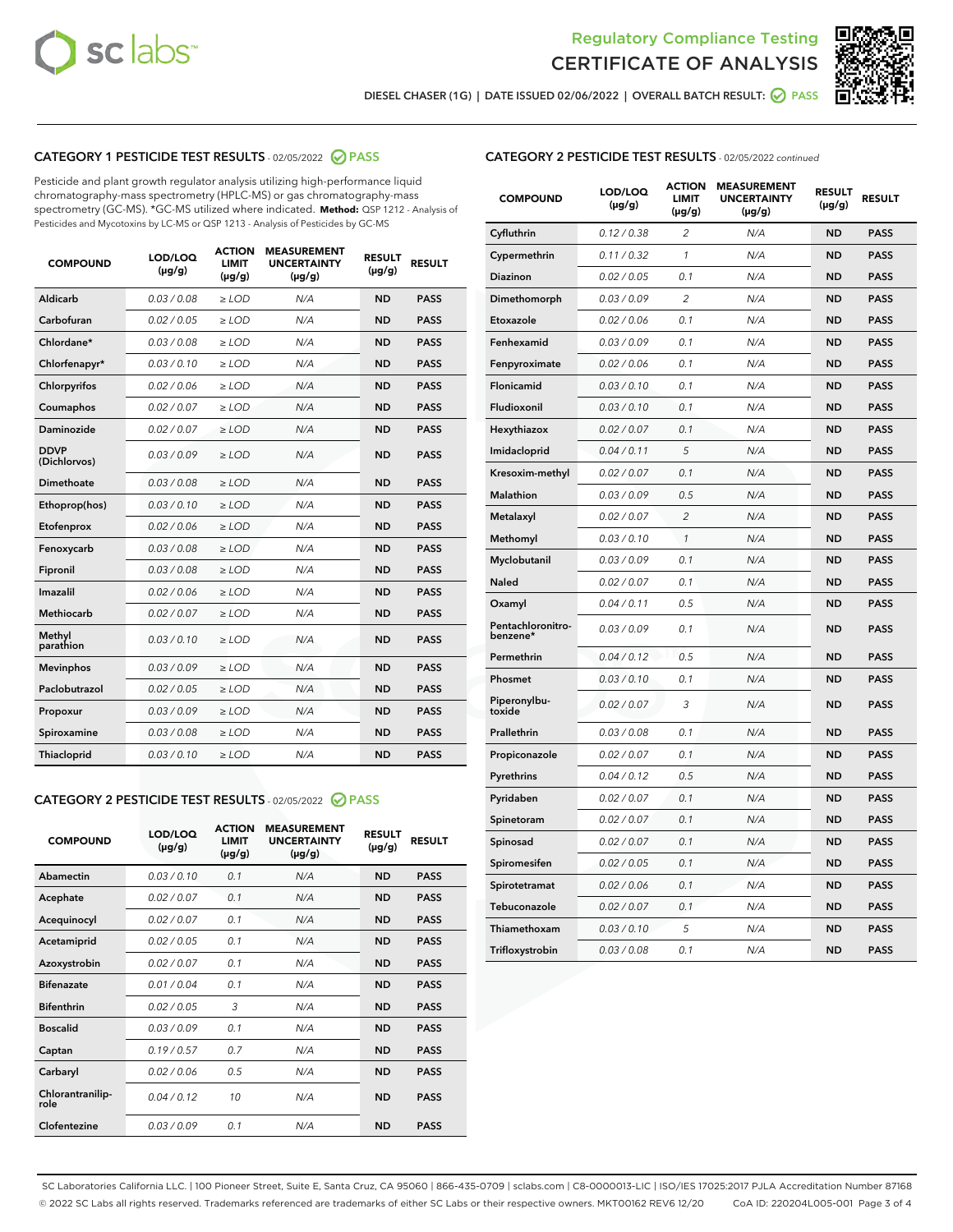Regulatory Compliance Testing
CERTIFICATE OF ANALYSIS

DIESEL CHASER (1G) | DATE ISSUED 02/06/2022 | OVERALL BATCH RESULT: PASS

## CATEGORY 1 PESTICIDE TEST RESULTS - 02/05/2022 PASS

Pesticide and plant growth regulator analysis utilizing high-performance liquid chromatography-mass spectrometry (HPLC-MS) or gas chromatography-mass spectrometry (GC-MS). *GC-MS utilized where indicated. **Method:** QSP 1212 - Analysis of Pesticides and Mycotoxins by LC-MS or QSP 1213 - Analysis of Pesticides by GC-MS

| COMPOUND | LOD/LOQ (µg/g) | ACTION LIMIT (µg/g) | MEASUREMENT UNCERTAINTY (µg/g) | RESULT (µg/g) | RESULT |
|---|---|---|---|---|---|
| Aldicarb | 0.03 / 0.08 | ≥ LOD | N/A | ND | PASS |
| Carbofuran | 0.02 / 0.05 | ≥ LOD | N/A | ND | PASS |
| Chlordane* | 0.03 / 0.08 | ≥ LOD | N/A | ND | PASS |
| Chlorfenapyr* | 0.03 / 0.10 | ≥ LOD | N/A | ND | PASS |
| Chlorpyrifos | 0.02 / 0.06 | ≥ LOD | N/A | ND | PASS |
| Coumaphos | 0.02 / 0.07 | ≥ LOD | N/A | ND | PASS |
| Daminozide | 0.02 / 0.07 | ≥ LOD | N/A | ND | PASS |
| DDVP (Dichlorvos) | 0.03 / 0.09 | ≥ LOD | N/A | ND | PASS |
| Dimethoate | 0.03 / 0.08 | ≥ LOD | N/A | ND | PASS |
| Ethoprop(hos) | 0.03 / 0.10 | ≥ LOD | N/A | ND | PASS |
| Etofenprox | 0.02 / 0.06 | ≥ LOD | N/A | ND | PASS |
| Fenoxycarb | 0.03 / 0.08 | ≥ LOD | N/A | ND | PASS |
| Fipronil | 0.03 / 0.08 | ≥ LOD | N/A | ND | PASS |
| Imazalil | 0.02 / 0.06 | ≥ LOD | N/A | ND | PASS |
| Methiocarb | 0.02 / 0.07 | ≥ LOD | N/A | ND | PASS |
| Methyl parathion | 0.03 / 0.10 | ≥ LOD | N/A | ND | PASS |
| Mevinphos | 0.03 / 0.09 | ≥ LOD | N/A | ND | PASS |
| Paclobutrazol | 0.02 / 0.05 | ≥ LOD | N/A | ND | PASS |
| Propoxur | 0.03 / 0.09 | ≥ LOD | N/A | ND | PASS |
| Spiroxamine | 0.03 / 0.08 | ≥ LOD | N/A | ND | PASS |
| Thiacloprid | 0.03 / 0.10 | ≥ LOD | N/A | ND | PASS |

## CATEGORY 2 PESTICIDE TEST RESULTS - 02/05/2022 PASS

| COMPOUND | LOD/LOQ (µg/g) | ACTION LIMIT (µg/g) | MEASUREMENT UNCERTAINTY (µg/g) | RESULT (µg/g) | RESULT |
|---|---|---|---|---|---|
| Abamectin | 0.03 / 0.10 | 0.1 | N/A | ND | PASS |
| Acephate | 0.02 / 0.07 | 0.1 | N/A | ND | PASS |
| Acequinocyl | 0.02 / 0.07 | 0.1 | N/A | ND | PASS |
| Acetamiprid | 0.02 / 0.05 | 0.1 | N/A | ND | PASS |
| Azoxystrobin | 0.02 / 0.07 | 0.1 | N/A | ND | PASS |
| Bifenazate | 0.01 / 0.04 | 0.1 | N/A | ND | PASS |
| Bifenthrin | 0.02 / 0.05 | 3 | N/A | ND | PASS |
| Boscalid | 0.03 / 0.09 | 0.1 | N/A | ND | PASS |
| Captan | 0.19 / 0.57 | 0.7 | N/A | ND | PASS |
| Carbaryl | 0.02 / 0.06 | 0.5 | N/A | ND | PASS |
| Chlorantraniliprole | 0.04 / 0.12 | 10 | N/A | ND | PASS |
| Clofentezine | 0.03 / 0.09 | 0.1 | N/A | ND | PASS |
| Cyfluthrin | 0.12 / 0.38 | 2 | N/A | ND | PASS |
| Cypermethrin | 0.11 / 0.32 | 1 | N/A | ND | PASS |
| Diazinon | 0.02 / 0.05 | 0.1 | N/A | ND | PASS |
| Dimethomorph | 0.03 / 0.09 | 2 | N/A | ND | PASS |
| Etoxazole | 0.02 / 0.06 | 0.1 | N/A | ND | PASS |
| Fenhexamid | 0.03 / 0.09 | 0.1 | N/A | ND | PASS |
| Fenpyroximate | 0.02 / 0.06 | 0.1 | N/A | ND | PASS |
| Flonicamid | 0.03 / 0.10 | 0.1 | N/A | ND | PASS |
| Fludioxonil | 0.03 / 0.10 | 0.1 | N/A | ND | PASS |
| Hexythiazox | 0.02 / 0.07 | 0.1 | N/A | ND | PASS |
| Imidacloprid | 0.04 / 0.11 | 5 | N/A | ND | PASS |
| Kresoxim-methyl | 0.02 / 0.07 | 0.1 | N/A | ND | PASS |
| Malathion | 0.03 / 0.09 | 0.5 | N/A | ND | PASS |
| Metalaxyl | 0.02 / 0.07 | 2 | N/A | ND | PASS |
| Methomyl | 0.03 / 0.10 | 1 | N/A | ND | PASS |
| Myclobutanil | 0.03 / 0.09 | 0.1 | N/A | ND | PASS |
| Naled | 0.02 / 0.07 | 0.1 | N/A | ND | PASS |
| Oxamyl | 0.04 / 0.11 | 0.5 | N/A | ND | PASS |
| Pentachloronitrobenzene* | 0.03 / 0.09 | 0.1 | N/A | ND | PASS |
| Permethrin | 0.04 / 0.12 | 0.5 | N/A | ND | PASS |
| Phosmet | 0.03 / 0.10 | 0.1 | N/A | ND | PASS |
| Piperonylbutoxide | 0.02 / 0.07 | 3 | N/A | ND | PASS |
| Prallethrin | 0.03 / 0.08 | 0.1 | N/A | ND | PASS |
| Propiconazole | 0.02 / 0.07 | 0.1 | N/A | ND | PASS |
| Pyrethrins | 0.04 / 0.12 | 0.5 | N/A | ND | PASS |
| Pyridaben | 0.02 / 0.07 | 0.1 | N/A | ND | PASS |
| Spinetoram | 0.02 / 0.07 | 0.1 | N/A | ND | PASS |
| Spinosad | 0.02 / 0.07 | 0.1 | N/A | ND | PASS |
| Spiromesifen | 0.02 / 0.05 | 0.1 | N/A | ND | PASS |
| Spirotetramat | 0.02 / 0.06 | 0.1 | N/A | ND | PASS |
| Tebuconazole | 0.02 / 0.07 | 0.1 | N/A | ND | PASS |
| Thiamethoxam | 0.03 / 0.10 | 5 | N/A | ND | PASS |
| Trifloxystrobin | 0.03 / 0.08 | 0.1 | N/A | ND | PASS |

SC Laboratories California LLC. | 100 Pioneer Street, Suite E, Santa Cruz, CA 95060 | 866-435-0709 | sclabs.com | C8-0000013-LIC | ISO/IES 17025:2017 PJLA Accreditation Number 87168
© 2022 SC Labs all rights reserved. Trademarks referenced are trademarks of either SC Labs or their respective owners. MKT00162 REV6 12/20 CoA ID: 220204L005-001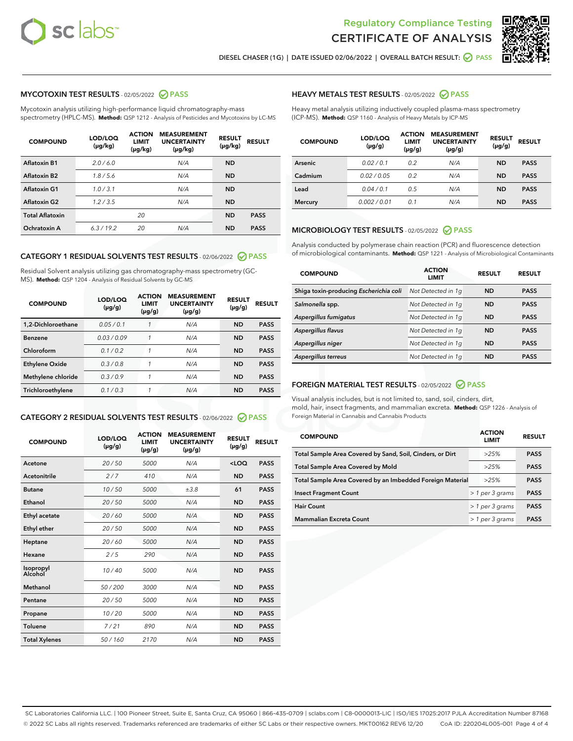Regulatory Compliance Testing

# CERTIFICATE OF ANALYSIS

DIESEL CHASER (1G) | DATE ISSUED 02/06/2022 | OVERALL BATCH RESULT: PASS

## MYCOTOXIN TEST RESULTS - 02/05/2022 PASS

Mycotoxin analysis utilizing high-performance liquid chromatography-mass spectrometry (HPLC-MS). **Method:** QSP 1212 - Analysis of Pesticides and Mycotoxins by LC-MS

| COMPOUND | LOD/LOQ (µg/kg) | ACTION LIMIT (µg/kg) | MEASUREMENT UNCERTAINTY (µg/kg) | RESULT (µg/kg) | RESULT |
|---|---|---|---|---|---|
| Aflatoxin B1 | 2.0 / 6.0 | | N/A | ND | |
| Aflatoxin B2 | 1.8 / 5.6 | | N/A | ND | |
| Aflatoxin G1 | 1.0 / 3.1 | | N/A | ND | |
| Aflatoxin G2 | 1.2 / 3.5 | | N/A | ND | |
| Total Aflatoxin | | 20 | | ND | PASS |
| Ochratoxin A | 6.3 / 19.2 | 20 | N/A | ND | PASS |

## CATEGORY 1 RESIDUAL SOLVENTS TEST RESULTS - 02/06/2022 PASS

Residual Solvent analysis utilizing gas chromatography-mass spectrometry (GC-MS). **Method:** QSP 1204 - Analysis of Residual Solvents by GC-MS

| COMPOUND | LOD/LOQ (µg/g) | ACTION LIMIT (µg/g) | MEASUREMENT UNCERTAINTY (µg/g) | RESULT (µg/g) | RESULT |
|---|---|---|---|---|---|
| 1,2-Dichloroethane | 0.05 / 0.1 | 1 | N/A | ND | PASS |
| Benzene | 0.03 / 0.09 | 1 | N/A | ND | PASS |
| Chloroform | 0.1 / 0.2 | 1 | N/A | ND | PASS |
| Ethylene Oxide | 0.3 / 0.8 | 1 | N/A | ND | PASS |
| Methylene chloride | 0.3 / 0.9 | 1 | N/A | ND | PASS |
| Trichloroethylene | 0.1 / 0.3 | 1 | N/A | ND | PASS |

## CATEGORY 2 RESIDUAL SOLVENTS TEST RESULTS - 02/06/2022 PASS

| COMPOUND | LOD/LOQ (µg/g) | ACTION LIMIT (µg/g) | MEASUREMENT UNCERTAINTY (µg/g) | RESULT (µg/g) | RESULT |
|---|---|---|---|---|---|
| Acetone | 20 / 50 | 5000 | N/A | <LOQ | PASS |
| Acetonitrile | 2 / 7 | 410 | N/A | ND | PASS |
| Butane | 10 / 50 | 5000 | ±3.8 | 61 | PASS |
| Ethanol | 20 / 50 | 5000 | N/A | ND | PASS |
| Ethyl acetate | 20 / 60 | 5000 | N/A | ND | PASS |
| Ethyl ether | 20 / 50 | 5000 | N/A | ND | PASS |
| Heptane | 20 / 60 | 5000 | N/A | ND | PASS |
| Hexane | 2 / 5 | 290 | N/A | ND | PASS |
| Isopropyl Alcohol | 10 / 40 | 5000 | N/A | ND | PASS |
| Methanol | 50 / 200 | 3000 | N/A | ND | PASS |
| Pentane | 20 / 50 | 5000 | N/A | ND | PASS |
| Propane | 10 / 20 | 5000 | N/A | ND | PASS |
| Toluene | 7 / 21 | 890 | N/A | ND | PASS |
| Total Xylenes | 50 / 160 | 2170 | N/A | ND | PASS |

## HEAVY METALS TEST RESULTS - 02/05/2022 PASS

Heavy metal analysis utilizing inductively coupled plasma-mass spectrometry (ICP-MS). **Method:** QSP 1160 - Analysis of Heavy Metals by ICP-MS

| COMPOUND | LOD/LOQ (µg/g) | ACTION LIMIT (µg/g) | MEASUREMENT UNCERTAINTY (µg/g) | RESULT (µg/g) | RESULT |
|---|---|---|---|---|---|
| Arsenic | 0.02 / 0.1 | 0.2 | N/A | ND | PASS |
| Cadmium | 0.02 / 0.05 | 0.2 | N/A | ND | PASS |
| Lead | 0.04 / 0.1 | 0.5 | N/A | ND | PASS |
| Mercury | 0.002 / 0.01 | 0.1 | N/A | ND | PASS |

## MICROBIOLOGY TEST RESULTS - 02/05/2022 PASS

Analysis conducted by polymerase chain reaction (PCR) and fluorescence detection of microbiological contaminants. **Method:** QSP 1221 - Analysis of Microbiological Contaminants

| COMPOUND | ACTION LIMIT | RESULT | RESULT |
|---|---|---|---|
| Shiga toxin-producing *Escherichia coli* | Not Detected in 1g | ND | PASS |
| *Salmonella* spp. | Not Detected in 1g | ND | PASS |
| *Aspergillus fumigatus* | Not Detected in 1g | ND | PASS |
| *Aspergillus flavus* | Not Detected in 1g | ND | PASS |
| *Aspergillus niger* | Not Detected in 1g | ND | PASS |
| *Aspergillus terreus* | Not Detected in 1g | ND | PASS |

## FOREIGN MATERIAL TEST RESULTS - 02/05/2022 PASS

Visual analysis includes, but is not limited to, sand, soil, cinders, dirt, mold, hair, insect fragments, and mammalian excreta. **Method:** QSP 1226 - Analysis of Foreign Material in Cannabis and Cannabis Products

| COMPOUND | ACTION LIMIT | RESULT |
|---|---|---|
| Total Sample Area Covered by Sand, Soil, Cinders, or Dirt | >25% | PASS |
| Total Sample Area Covered by Mold | >25% | PASS |
| Total Sample Area Covered by an Imbedded Foreign Material | >25% | PASS |
| Insect Fragment Count | > 1 per 3 grams | PASS |
| Hair Count | > 1 per 3 grams | PASS |
| Mammalian Excreta Count | > 1 per 3 grams | PASS |

SC Laboratories California LLC. | 100 Pioneer Street, Suite E, Santa Cruz, CA 95060 | 866-435-0709 | sclabs.com | C8-0000013-LIC | ISO/IES 17025:2017 PJLA Accreditation Number 87168
© 2022 SC Labs all rights reserved. Trademarks referenced are trademarks of either SC Labs or their respective owners. MKT00162 REV6 12/20 CoA ID: 220204L005-001